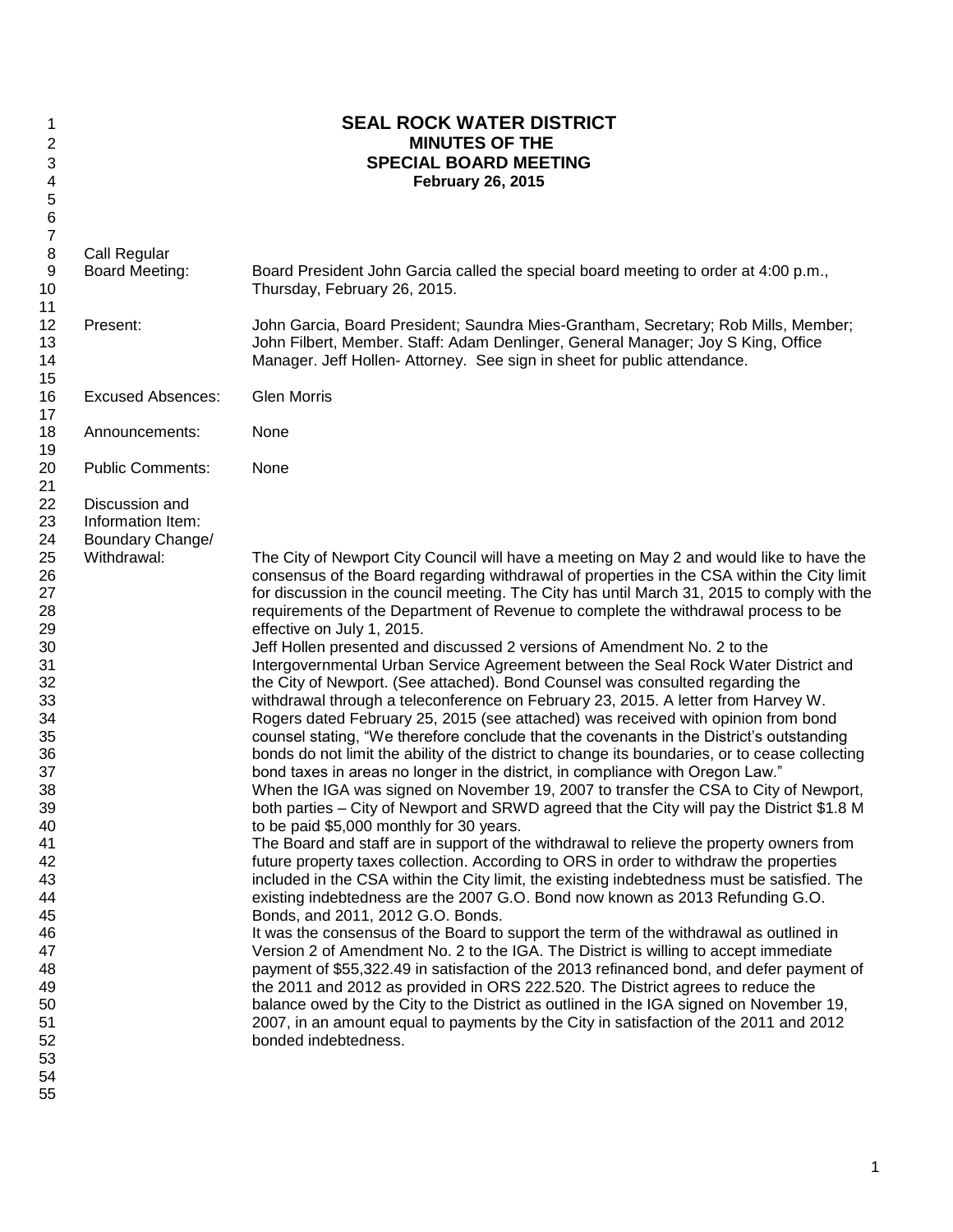# SEAL ROCK WATER DISTRICT
## MINUTES OF THE
## SPECIAL BOARD MEETING
**February 26, 2015**

**Call Regular Board Meeting:** Board President John Garcia called the special board meeting to order at 4:00 p.m., Thursday, February 26, 2015.

**Present:** John Garcia, Board President; Saundra Mies-Grantham, Secretary; Rob Mills, Member; John Filbert, Member. Staff: Adam Denlinger, General Manager; Joy S King, Office Manager. Jeff Hollen- Attorney. See sign in sheet for public attendance.

**Excused Absences:** Glen Morris

**Announcements:** None

**Public Comments:** None

**Discussion and Information Item: Boundary Change/ Withdrawal:**

The City of Newport City Council will have a meeting on May 2 and would like to have the consensus of the Board regarding withdrawal of properties in the CSA within the City limit for discussion in the council meeting. The City has until March 31, 2015 to comply with the requirements of the Department of Revenue to complete the withdrawal process to be effective on July 1, 2015.

Jeff Hollen presented and discussed 2 versions of Amendment No. 2 to the Intergovernmental Urban Service Agreement between the Seal Rock Water District and the City of Newport. (See attached). Bond Counsel was consulted regarding the withdrawal through a teleconference on February 23, 2015. A letter from Harvey W. Rogers dated February 25, 2015 (see attached) was received with opinion from bond counsel stating, "We therefore conclude that the covenants in the District's outstanding bonds do not limit the ability of the district to change its boundaries, or to cease collecting bond taxes in areas no longer in the district, in compliance with Oregon Law."

When the IGA was signed on November 19, 2007 to transfer the CSA to City of Newport, both parties – City of Newport and SRWD agreed that the City will pay the District $1.8 M to be paid $5,000 monthly for 30 years.

The Board and staff are in support of the withdrawal to relieve the property owners from future property taxes collection. According to ORS in order to withdraw the properties included in the CSA within the City limit, the existing indebtedness must be satisfied. The existing indebtedness are the 2007 G.O. Bond now known as 2013 Refunding G.O. Bonds, and 2011, 2012 G.O. Bonds.

It was the consensus of the Board to support the term of the withdrawal as outlined in Version 2 of Amendment No. 2 to the IGA. The District is willing to accept immediate payment of $55,322.49 in satisfaction of the 2013 refinanced bond, and defer payment of the 2011 and 2012 as provided in ORS 222.520. The District agrees to reduce the balance owed by the City to the District as outlined in the IGA signed on November 19, 2007, in an amount equal to payments by the City in satisfaction of the 2011 and 2012 bonded indebtedness.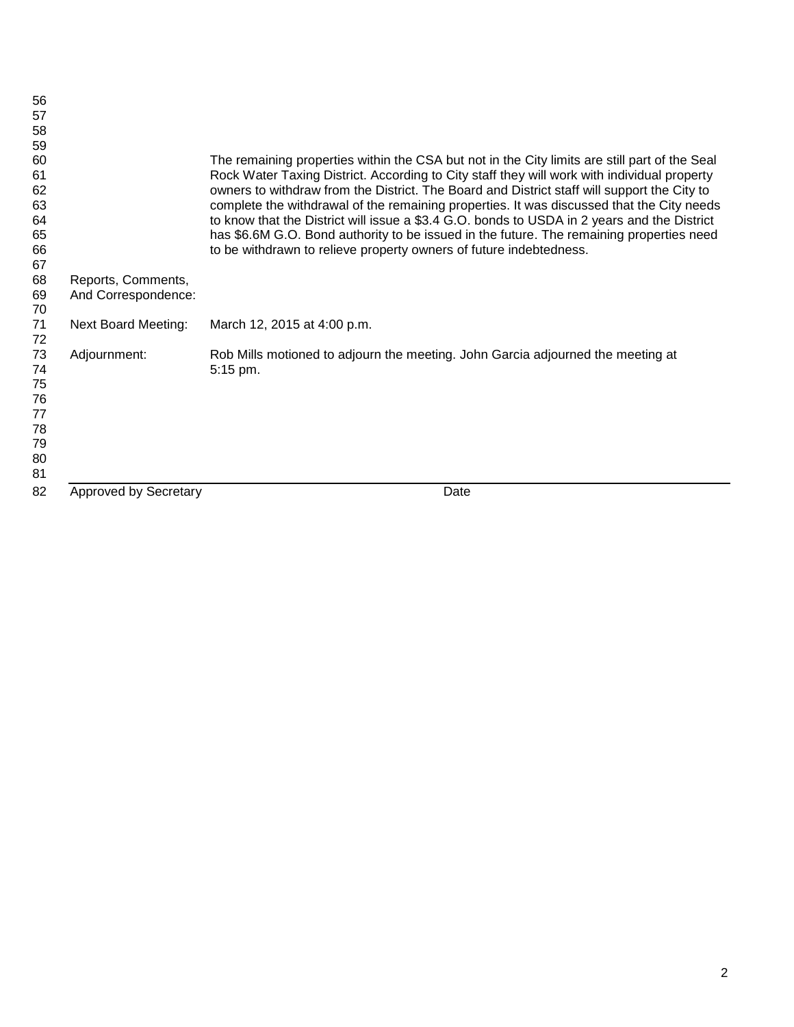The remaining properties within the CSA but not in the City limits are still part of the Seal Rock Water Taxing District. According to City staff they will work with individual property owners to withdraw from the District. The Board and District staff will support the City to complete the withdrawal of the remaining properties. It was discussed that the City needs to know that the District will issue a $3.4 G.O. bonds to USDA in 2 years and the District has $6.6M G.O. Bond authority to be issued in the future. The remaining properties need to be withdrawn to relieve property owners of future indebtedness.

| | |
|---|---|
| Reports, Comments, And Correspondence: | |
| Next Board Meeting: | March 12, 2015 at 4:00 p.m. |
| Adjournment: | Rob Mills motioned to adjourn the meeting. John Garcia adjourned the meeting at 5:15 pm. |

Approved by Secretary Date